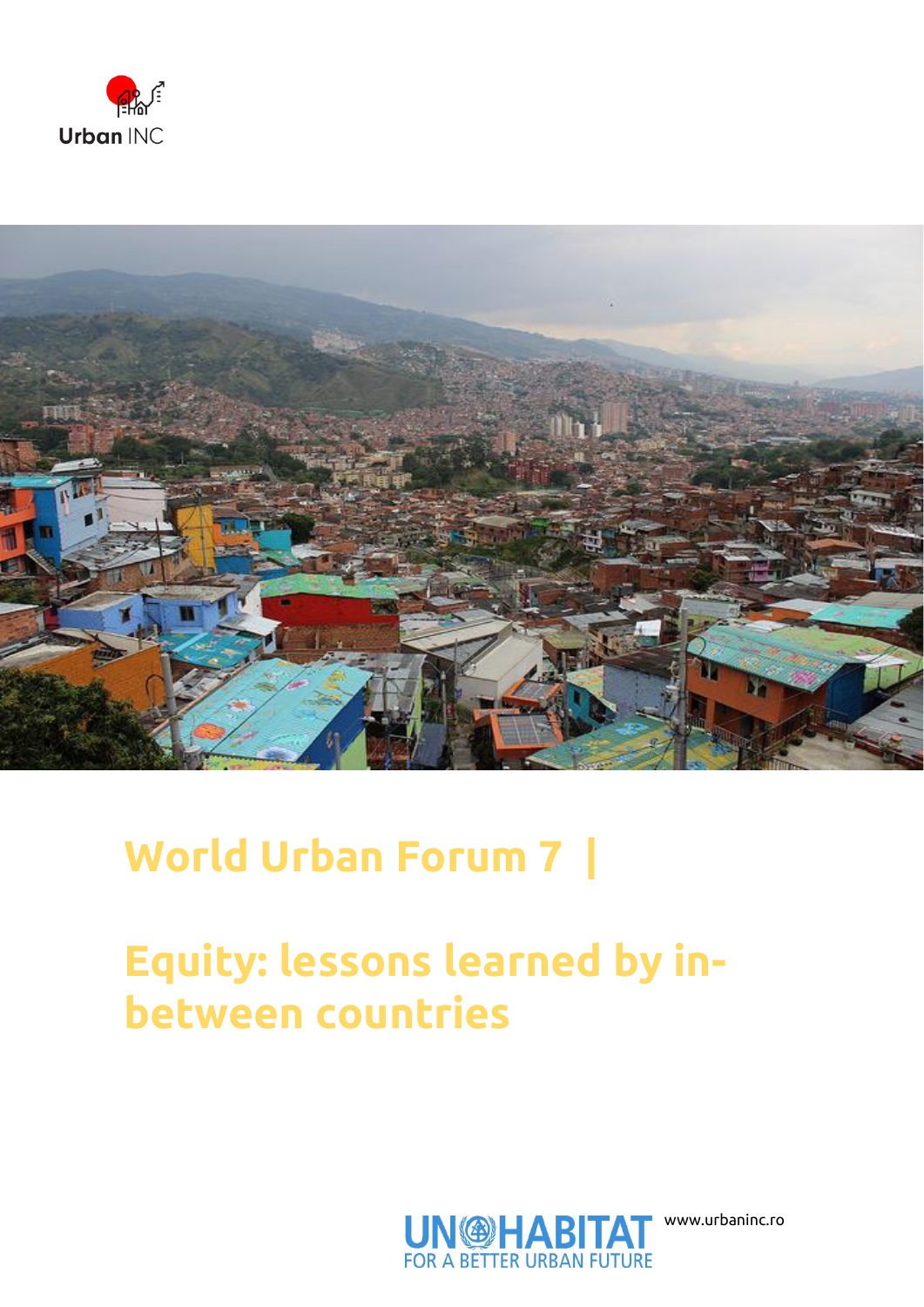Urban INC

# World Urban Forum 7 |

# Equity: lessons learned by in-between countries

UN-HABITAT
FOR A BETTER URBAN FUTURE

www.urbaninc.ro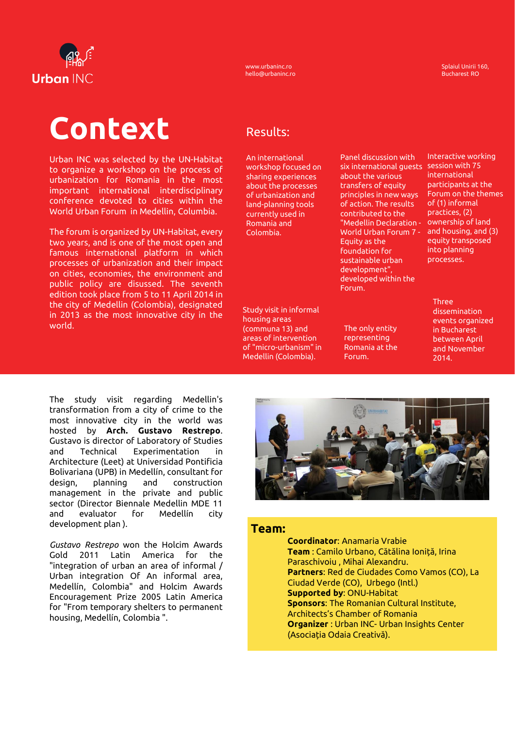Urban INC

www.urbaninc.ro
hello@urbaninc.ro

Splaiul Unirii 160,
Bucharest RO

# Context

Urban INC was selected by the UN-Habitat to organize a workshop on the process of urbanization for Romania in the most important international interdisciplinary conference devoted to cities within the World Urban Forum in Medellin, Columbia.

The forum is organized by UN-Habitat, every two years, and is one of the most open and famous international platform in which processes of urbanization and their impact on cities, economies, the environment and public policy are disussed. The seventh edition took place from 5 to 11 April 2014 in the city of Medellin (Colombia), designated in 2013 as the most innovative city in the world.

## Results:

An international workshop focused on sharing experiences about the processes of urbanization and land-planning tools currently used in Romania and Colombia.

Panel discussion with six international guests about the various transfers of equity principles in new ways of action. The results contributed to the "Medellin Declaration - World Urban Forum 7 - Equity as the foundation for sustainable urban development", developed within the Forum.

Interactive working session with 75 international participants at the Forum on the themes of (1) informal practices, (2) ownership of land and housing, and (3) equity transposed into planning processes.

Study visit in informal housing areas (communa 13) and areas of intervention of "micro-urbanism" in Medellin (Colombia).

The only entity representing Romania at the Forum.

Three dissemination events organized in Bucharest between April and November 2014.

The study visit regarding Medellin's transformation from a city of crime to the most innovative city in the world was hosted by **Arch. Gustavo Restrepo**. Gustavo is director of Laboratory of Studies and Technical Experimentation in Architecture (Leet) at Universidad Pontificia Bolivariana (UPB) in Medellín, consultant for design, planning and construction management in the private and public sector (Director Biennale Medellin MDE 11 and evaluator for Medellín city development plan ).

*Gustavo Restrepo* won the Holcim Awards Gold 2011 Latin America for the "integration of urban an area of informal / Urban integration Of An informal area, Medellín, Colombia" and Holcim Awards Encouragement Prize 2005 Latin America for "From temporary shelters to permanent housing, Medellín, Colombia ".

## Team:

**Coordinator**: Anamaria Vrabie
**Team** : Camilo Urbano, Cătălina Ioniță, Irina Paraschivoiu , Mihai Alexandru.
**Partners**: Red de Ciudades Como Vamos (CO), La Ciudad Verde (CO), Urbego (Intl.)
**Supported by**: ONU-Habitat
**Sponsors**: The Romanian Cultural Institute, Architects's Chamber of Romania
**Organizer** : Urban INC- Urban Insights Center (Asociația Odaia Creativă).